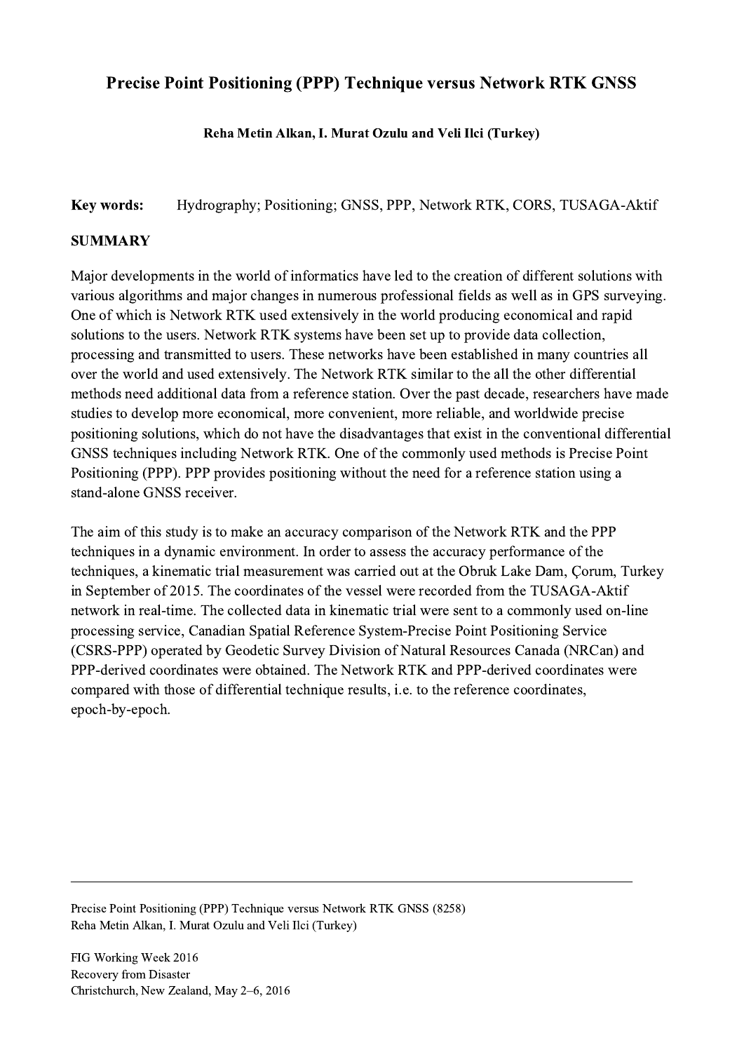# Precise Point Positioning (PPP) Technique versus Network RTK GNSS

**Reha Metin Alkan, I. Murat Ozulu and Veli Ilci (Turkey)**

**Key words:** Hydrography; Positioning; GNSS, PPP, Network RTK, CORS, TUSAGA-Aktif

## SUMMARY

Major developments in the world of informatics have led to the creation of different solutions with various algorithms and major changes in numerous professional fields as well as in GPS surveying. One of which is Network RTK used extensively in the world producing economical and rapid solutions to the users. Network RTK systems have been set up to provide data collection, processing and transmitted to users. These networks have been established in many countries all over the world and used extensively. The Network RTK similar to the all the other differential methods need additional data from a reference station. Over the past decade, researchers have made studies to develop more economical, more convenient, more reliable, and worldwide precise positioning solutions, which do not have the disadvantages that exist in the conventional differential GNSS techniques including Network RTK. One of the commonly used methods is Precise Point Positioning (PPP). PPP provides positioning without the need for a reference station using a stand-alone GNSS receiver.

The aim of this study is to make an accuracy comparison of the Network RTK and the PPP techniques in a dynamic environment. In order to assess the accuracy performance of the techniques, a kinematic trial measurement was carried out at the Obruk Lake Dam, Çorum, Turkey in September of 2015. The coordinates of the vessel were recorded from the TUSAGA-Aktif network in real-time. The collected data in kinematic trial were sent to a commonly used on-line processing service, Canadian Spatial Reference System-Precise Point Positioning Service (CSRS-PPP) operated by Geodetic Survey Division of Natural Resources Canada (NRCan) and PPP-derived coordinates were obtained. The Network RTK and PPP-derived coordinates were compared with those of differential technique results, i.e. to the reference coordinates, epoch-by-epoch.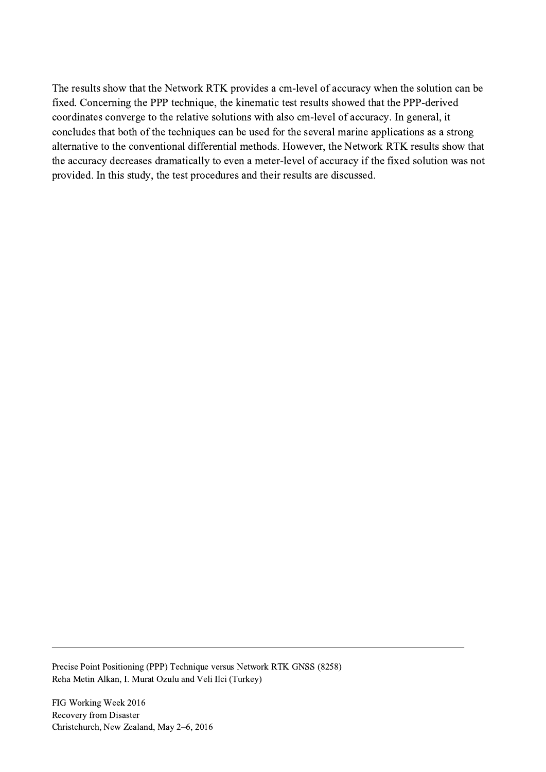The results show that the Network RTK provides a cm-level of accuracy when the solution can be fixed. Concerning the PPP technique, the kinematic test results showed that the PPP-derived coordinates converge to the relative solutions with also cm-level of accuracy. In general, it concludes that both of the techniques can be used for the several marine applications as a strong alternative to the conventional differential methods. However, the Network RTK results show that the accuracy decreases dramatically to even a meter-level of accuracy if the fixed solution was not provided. In this study, the test procedures and their results are discussed.